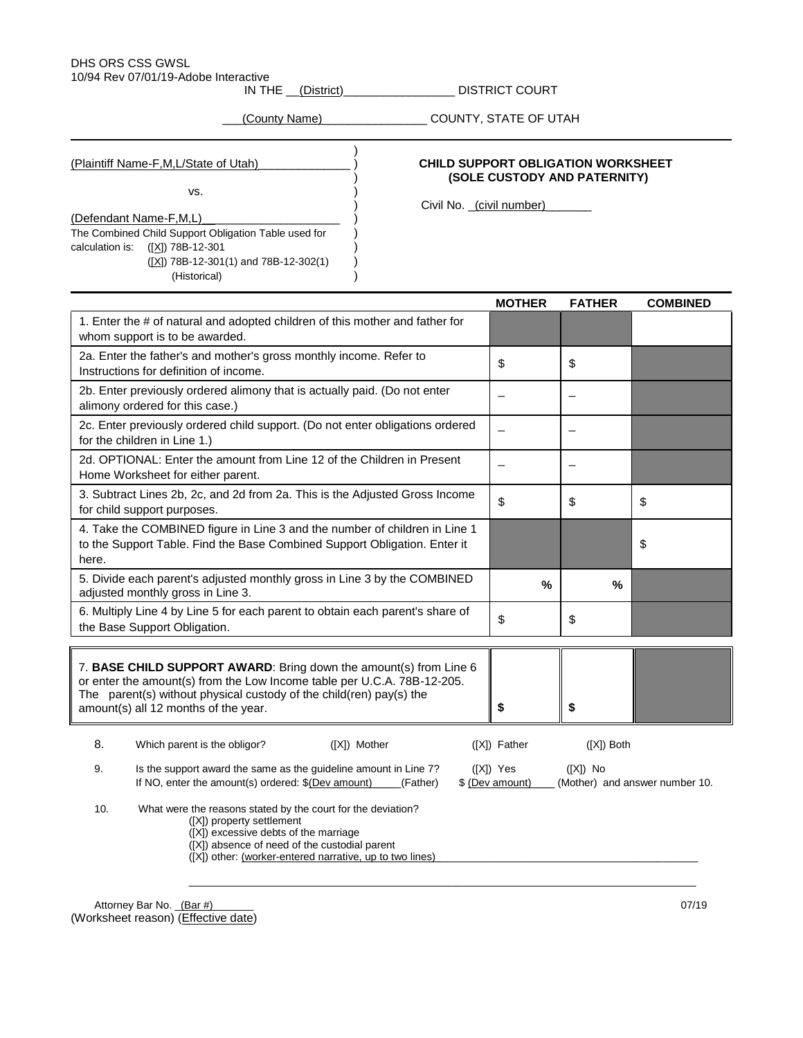DHS ORS CSS GWSL
10/94 Rev 07/01/19-Adobe Interactive

IN THE __(District)________________ DISTRICT COURT

___(County Name)________________ COUNTY, STATE OF UTAH

(Plaintiff Name-F,M,L/State of Utah)______________

vs.

(Defendant Name-F,M,L)____________________

The Combined Child Support Obligation Table used for calculation is: ([X]) 78B-12-301
([X]) 78B-12-301(1) and 78B-12-302(1) (Historical)

**CHILD SUPPORT OBLIGATION WORKSHEET (SOLE CUSTODY AND PATERNITY)**

Civil No. _(civil number)_______

| | MOTHER | FATHER | COMBINED |
|---|---|---|---|
| 1. Enter the # of natural and adopted children of this mother and father for whom support is to be awarded. | | | |
| 2a. Enter the father's and mother's gross monthly income. Refer to Instructions for definition of income. | $ | $ | |
| 2b. Enter previously ordered alimony that is actually paid. (Do not enter alimony ordered for this case.) | – | – | |
| 2c. Enter previously ordered child support. (Do not enter obligations ordered for the children in Line 1.) | – | – | |
| 2d. OPTIONAL: Enter the amount from Line 12 of the Children in Present Home Worksheet for either parent. | – | – | |
| 3. Subtract Lines 2b, 2c, and 2d from 2a. This is the Adjusted Gross Income for child support purposes. | $ | $ | $ |
| 4. Take the COMBINED figure in Line 3 and the number of children in Line 1 to the Support Table. Find the Base Combined Support Obligation. Enter it here. | | | $ |
| 5. Divide each parent's adjusted monthly gross in Line 3 by the COMBINED adjusted monthly gross in Line 3. | % | % | |
| 6. Multiply Line 4 by Line 5 for each parent to obtain each parent's share of the Base Support Obligation. | $ | $ | |
| 7. **BASE CHILD SUPPORT AWARD**: Bring down the amount(s) from Line 6 or enter the amount(s) from the Low Income table per U.C.A. 78B-12-205. The parent(s) without physical custody of the child(ren) pay(s) the amount(s) all 12 months of the year. | **$** | **$** | |

8. Which parent is the obligor? ([X]) Mother ([X]) Father ([X]) Both

9. Is the support award the same as the guideline amount in Line 7? ([X]) Yes ([X]) No
If NO, enter the amount(s) ordered: $(Dev amount)_____(Father) $ (Dev amount)____ (Mother) and answer number 10.

10. What were the reasons stated by the court for the deviation?
([X]) property settlement
([X]) excessive debts of the marriage
([X]) absence of need of the custodial parent
([X]) other: (worker-entered narrative, up to two lines)_____________________________________________

_____________________________________________________________________________________

Attorney Bar No. _(Bar #)_______

07/19

(Worksheet reason) (Effective date)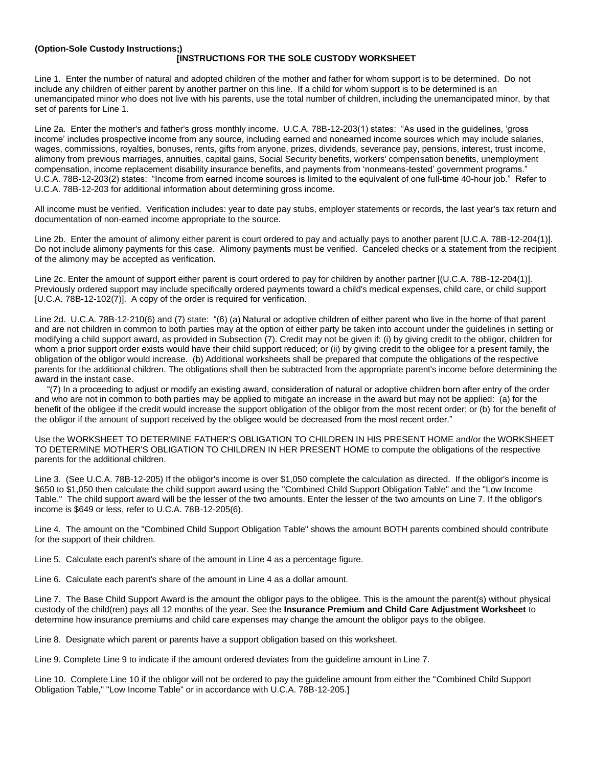**(Option-Sole Custody Instructions;)**

**[INSTRUCTIONS FOR THE SOLE CUSTODY WORKSHEET**

Line 1. Enter the number of natural and adopted children of the mother and father for whom support is to be determined. Do not include any children of either parent by another partner on this line. If a child for whom support is to be determined is an unemancipated minor who does not live with his parents, use the total number of children, including the unemancipated minor, by that set of parents for Line 1.

Line 2a. Enter the mother's and father's gross monthly income. U.C.A. 78B-12-203(1) states: "As used in the guidelines, 'gross income' includes prospective income from any source, including earned and nonearned income sources which may include salaries, wages, commissions, royalties, bonuses, rents, gifts from anyone, prizes, dividends, severance pay, pensions, interest, trust income, alimony from previous marriages, annuities, capital gains, Social Security benefits, workers' compensation benefits, unemployment compensation, income replacement disability insurance benefits, and payments from 'nonmeans-tested' government programs." U.C.A. 78B-12-203(2) states: "Income from earned income sources is limited to the equivalent of one full-time 40-hour job." Refer to U.C.A. 78B-12-203 for additional information about determining gross income.

All income must be verified. Verification includes: year to date pay stubs, employer statements or records, the last year's tax return and documentation of non-earned income appropriate to the source.

Line 2b. Enter the amount of alimony either parent is court ordered to pay and actually pays to another parent [U.C.A. 78B-12-204(1)]. Do not include alimony payments for this case. Alimony payments must be verified. Canceled checks or a statement from the recipient of the alimony may be accepted as verification.

Line 2c. Enter the amount of support either parent is court ordered to pay for children by another partner [(U.C.A. 78B-12-204(1)]. Previously ordered support may include specifically ordered payments toward a child's medical expenses, child care, or child support [U.C.A. 78B-12-102(7)]. A copy of the order is required for verification.

Line 2d. U.C.A. 78B-12-210(6) and (7) state: "(6) (a) Natural or adoptive children of either parent who live in the home of that parent and are not children in common to both parties may at the option of either party be taken into account under the guidelines in setting or modifying a child support award, as provided in Subsection (7). Credit may not be given if: (i) by giving credit to the obligor, children for whom a prior support order exists would have their child support reduced; or (ii) by giving credit to the obligee for a present family, the obligation of the obligor would increase. (b) Additional worksheets shall be prepared that compute the obligations of the respective parents for the additional children. The obligations shall then be subtracted from the appropriate parent's income before determining the award in the instant case.

"(7) In a proceeding to adjust or modify an existing award, consideration of natural or adoptive children born after entry of the order and who are not in common to both parties may be applied to mitigate an increase in the award but may not be applied: (a) for the benefit of the obligee if the credit would increase the support obligation of the obligor from the most recent order; or (b) for the benefit of the obligor if the amount of support received by the obligee would be decreased from the most recent order."

Use the WORKSHEET TO DETERMINE FATHER'S OBLIGATION TO CHILDREN IN HIS PRESENT HOME and/or the WORKSHEET TO DETERMINE MOTHER'S OBLIGATION TO CHILDREN IN HER PRESENT HOME to compute the obligations of the respective parents for the additional children.

Line 3. (See U.C.A. 78B-12-205) If the obligor's income is over $1,050 complete the calculation as directed. If the obligor's income is $650 to $1,050 then calculate the child support award using the "Combined Child Support Obligation Table" and the "Low Income Table." The child support award will be the lesser of the two amounts. Enter the lesser of the two amounts on Line 7. If the obligor's income is $649 or less, refer to U.C.A. 78B-12-205(6).

Line 4. The amount on the "Combined Child Support Obligation Table" shows the amount BOTH parents combined should contribute for the support of their children.

Line 5. Calculate each parent's share of the amount in Line 4 as a percentage figure.

Line 6. Calculate each parent's share of the amount in Line 4 as a dollar amount.

Line 7. The Base Child Support Award is the amount the obligor pays to the obligee. This is the amount the parent(s) without physical custody of the child(ren) pays all 12 months of the year. See the **Insurance Premium and Child Care Adjustment Worksheet** to determine how insurance premiums and child care expenses may change the amount the obligor pays to the obligee.

Line 8. Designate which parent or parents have a support obligation based on this worksheet.

Line 9. Complete Line 9 to indicate if the amount ordered deviates from the guideline amount in Line 7.

Line 10. Complete Line 10 if the obligor will not be ordered to pay the guideline amount from either the "Combined Child Support Obligation Table," "Low Income Table" or in accordance with U.C.A. 78B-12-205.]